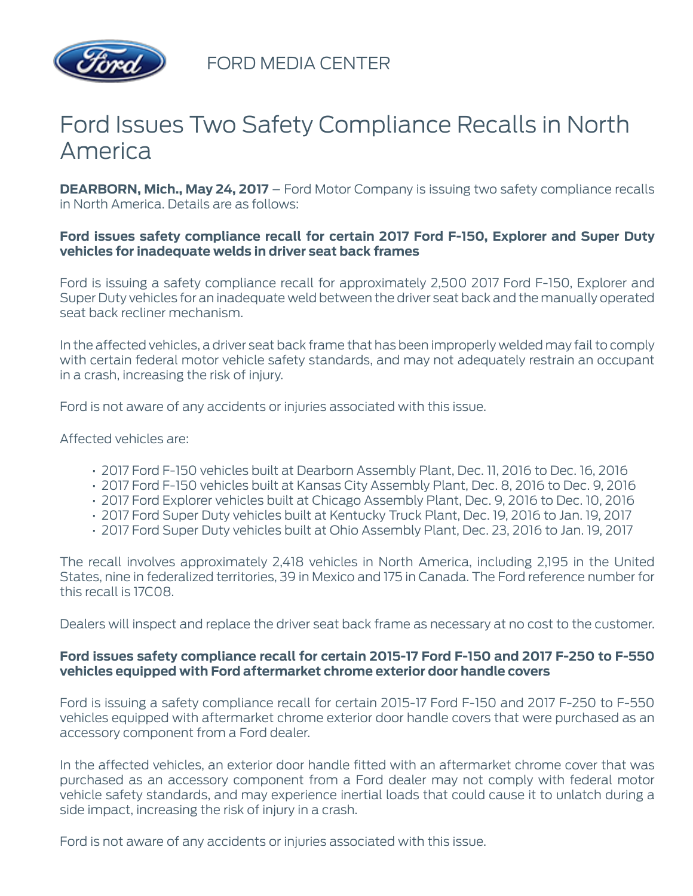FORD MEDIA CENTER

# Ford Issues Two Safety Compliance Recalls in North America

**DEARBORN, Mich., May 24, 2017** – Ford Motor Company is issuing two safety compliance recalls in North America. Details are as follows:

**Ford issues safety compliance recall for certain 2017 Ford F-150, Explorer and Super Duty vehicles for inadequate welds in driver seat back frames**

Ford is issuing a safety compliance recall for approximately 2,500 2017 Ford F-150, Explorer and Super Duty vehicles for an inadequate weld between the driver seat back and the manually operated seat back recliner mechanism.

In the affected vehicles, a driver seat back frame that has been improperly welded may fail to comply with certain federal motor vehicle safety standards, and may not adequately restrain an occupant in a crash, increasing the risk of injury.

Ford is not aware of any accidents or injuries associated with this issue.

Affected vehicles are:

- 2017 Ford F-150 vehicles built at Dearborn Assembly Plant, Dec. 11, 2016 to Dec. 16, 2016
- 2017 Ford F-150 vehicles built at Kansas City Assembly Plant, Dec. 8, 2016 to Dec. 9, 2016
- 2017 Ford Explorer vehicles built at Chicago Assembly Plant, Dec. 9, 2016 to Dec. 10, 2016
- 2017 Ford Super Duty vehicles built at Kentucky Truck Plant, Dec. 19, 2016 to Jan. 19, 2017
- 2017 Ford Super Duty vehicles built at Ohio Assembly Plant, Dec. 23, 2016 to Jan. 19, 2017

The recall involves approximately 2,418 vehicles in North America, including 2,195 in the United States, nine in federalized territories, 39 in Mexico and 175 in Canada. The Ford reference number for this recall is 17C08.

Dealers will inspect and replace the driver seat back frame as necessary at no cost to the customer.

**Ford issues safety compliance recall for certain 2015-17 Ford F-150 and 2017 F-250 to F-550 vehicles equipped with Ford aftermarket chrome exterior door handle covers**

Ford is issuing a safety compliance recall for certain 2015-17 Ford F-150 and 2017 F-250 to F-550 vehicles equipped with aftermarket chrome exterior door handle covers that were purchased as an accessory component from a Ford dealer.

In the affected vehicles, an exterior door handle fitted with an aftermarket chrome cover that was purchased as an accessory component from a Ford dealer may not comply with federal motor vehicle safety standards, and may experience inertial loads that could cause it to unlatch during a side impact, increasing the risk of injury in a crash.

Ford is not aware of any accidents or injuries associated with this issue.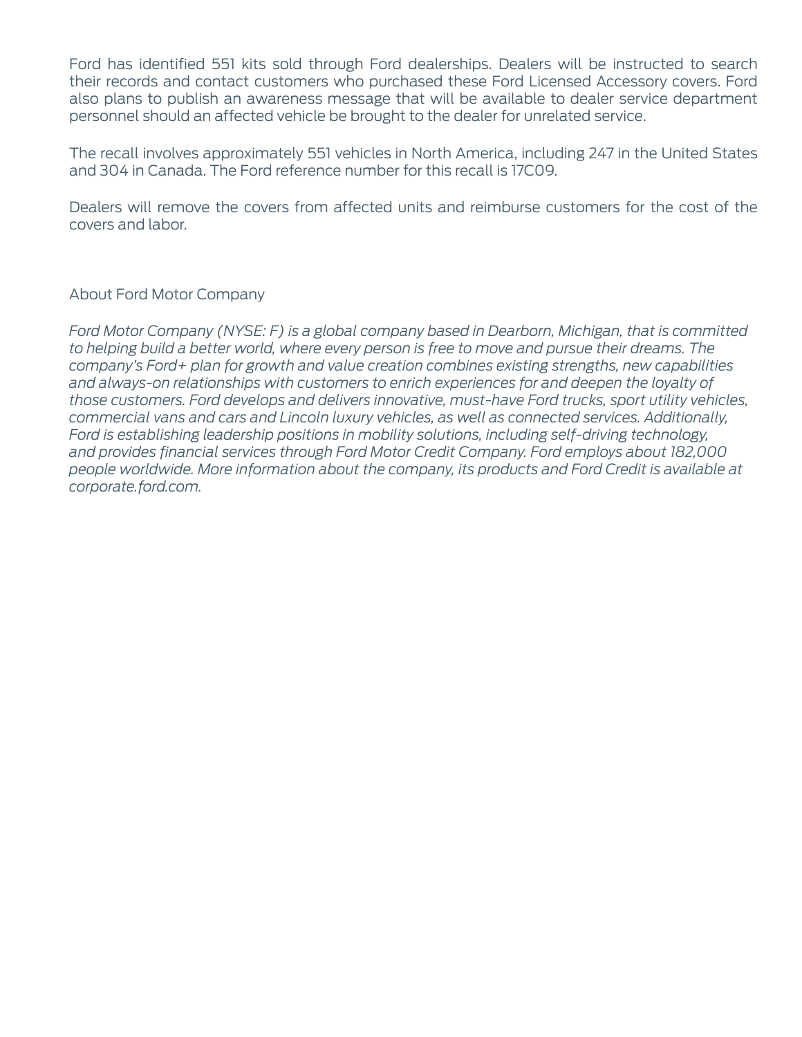Ford has identified 551 kits sold through Ford dealerships. Dealers will be instructed to search their records and contact customers who purchased these Ford Licensed Accessory covers. Ford also plans to publish an awareness message that will be available to dealer service department personnel should an affected vehicle be brought to the dealer for unrelated service.

The recall involves approximately 551 vehicles in North America, including 247 in the United States and 304 in Canada. The Ford reference number for this recall is 17C09.

Dealers will remove the covers from affected units and reimburse customers for the cost of the covers and labor.

## About Ford Motor Company

*Ford Motor Company (NYSE: F) is a global company based in Dearborn, Michigan, that is committed to helping build a better world, where every person is free to move and pursue their dreams. The company's Ford+ plan for growth and value creation combines existing strengths, new capabilities and always-on relationships with customers to enrich experiences for and deepen the loyalty of those customers. Ford develops and delivers innovative, must-have Ford trucks, sport utility vehicles, commercial vans and cars and Lincoln luxury vehicles, as well as connected services. Additionally, Ford is establishing leadership positions in mobility solutions, including self-driving technology, and provides financial services through Ford Motor Credit Company. Ford employs about 182,000 people worldwide. More information about the company, its products and Ford Credit is available at corporate.ford.com.*